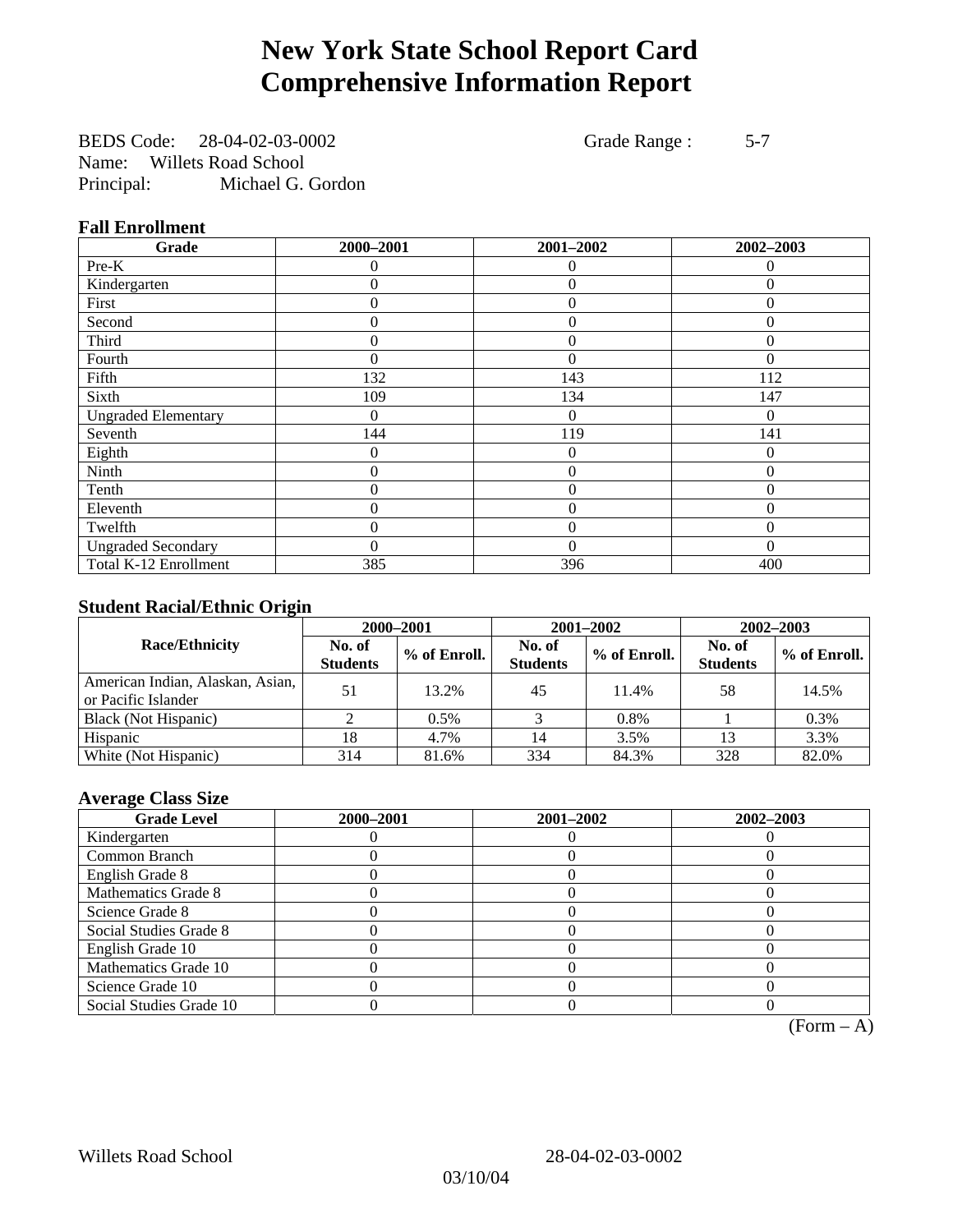# New York State School Report Card
# Comprehensive Information Report

BEDS Code: 28-04-02-03-0002 Grade Range : 5-7
Name: Willets Road School
Principal: Michael G. Gordon

### Fall Enrollment

| Grade | 2000–2001 | 2001–2002 | 2002–2003 |
|---|---|---|---|
| Pre-K | 0 | 0 | 0 |
| Kindergarten | 0 | 0 | 0 |
| First | 0 | 0 | 0 |
| Second | 0 | 0 | 0 |
| Third | 0 | 0 | 0 |
| Fourth | 0 | 0 | 0 |
| Fifth | 132 | 143 | 112 |
| Sixth | 109 | 134 | 147 |
| Ungraded Elementary | 0 | 0 | 0 |
| Seventh | 144 | 119 | 141 |
| Eighth | 0 | 0 | 0 |
| Ninth | 0 | 0 | 0 |
| Tenth | 0 | 0 | 0 |
| Eleventh | 0 | 0 | 0 |
| Twelfth | 0 | 0 | 0 |
| Ungraded Secondary | 0 | 0 | 0 |
| Total K-12 Enrollment | 385 | 396 | 400 |

### Student Racial/Ethnic Origin

| Race/Ethnicity | 2000–2001 | | 2001–2002 | | 2002–2003 | |
|---|---|---|---|---|---|---|
| | No. of Students | % of Enroll. | No. of Students | % of Enroll. | No. of Students | % of Enroll. |
| American Indian, Alaskan, Asian, or Pacific Islander | 51 | 13.2% | 45 | 11.4% | 58 | 14.5% |
| Black (Not Hispanic) | 2 | 0.5% | 3 | 0.8% | 1 | 0.3% |
| Hispanic | 18 | 4.7% | 14 | 3.5% | 13 | 3.3% |
| White (Not Hispanic) | 314 | 81.6% | 334 | 84.3% | 328 | 82.0% |

### Average Class Size

| Grade Level | 2000–2001 | 2001–2002 | 2002–2003 |
|---|---|---|---|
| Kindergarten | 0 | 0 | 0 |
| Common Branch | 0 | 0 | 0 |
| English Grade 8 | 0 | 0 | 0 |
| Mathematics Grade 8 | 0 | 0 | 0 |
| Science Grade 8 | 0 | 0 | 0 |
| Social Studies Grade 8 | 0 | 0 | 0 |
| English Grade 10 | 0 | 0 | 0 |
| Mathematics Grade 10 | 0 | 0 | 0 |
| Science Grade 10 | 0 | 0 | 0 |
| Social Studies Grade 10 | 0 | 0 | 0 |

(Form – A)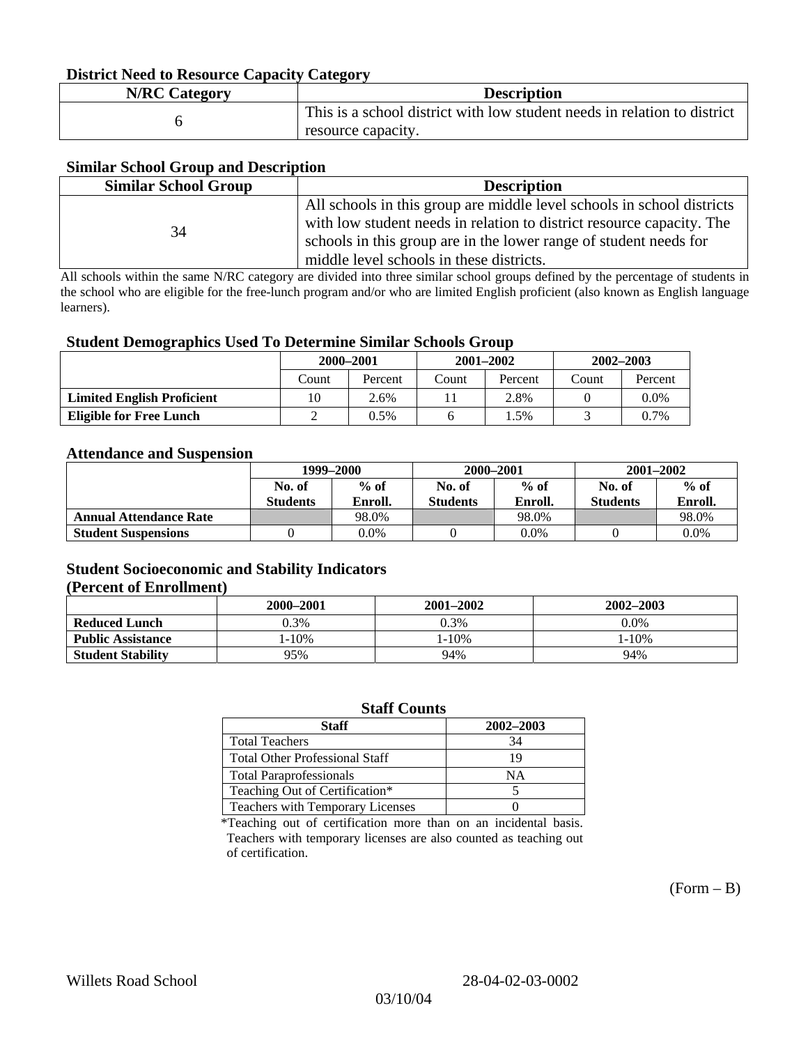### District Need to Resource Capacity Category

| N/RC Category | Description |
|---|---|
| 6 | This is a school district with low student needs in relation to district resource capacity. |

### Similar School Group and Description

| Similar School Group | Description |
|---|---|
| 34 | All schools in this group are middle level schools in school districts with low student needs in relation to district resource capacity. The schools in this group are in the lower range of student needs for middle level schools in these districts. |

All schools within the same N/RC category are divided into three similar school groups defined by the percentage of students in the school who are eligible for the free-lunch program and/or who are limited English proficient (also known as English language learners).

### Student Demographics Used To Determine Similar Schools Group

| | 2000–2001 | | 2001–2002 | | 2002–2003 | |
|---|---|---|---|---|---|---|
| | Count | Percent | Count | Percent | Count | Percent |
| **Limited English Proficient** | 10 | 2.6% | 11 | 2.8% | 0 | 0.0% |
| **Eligible for Free Lunch** | 2 | 0.5% | 6 | 1.5% | 3 | 0.7% |

### Attendance and Suspension

| | 1999–2000 | | 2000–2001 | | 2001–2002 | |
|---|---|---|---|---|---|---|
| | No. of Students | % of Enroll. | No. of Students | % of Enroll. | No. of Students | % of Enroll. |
| **Annual Attendance Rate** | | 98.0% | | 98.0% | | 98.0% |
| **Student Suspensions** | 0 | 0.0% | 0 | 0.0% | 0 | 0.0% |

### Student Socioeconomic and Stability Indicators
### (Percent of Enrollment)

| | 2000–2001 | 2001–2002 | 2002–2003 |
|---|---|---|---|
| **Reduced Lunch** | 0.3% | 0.3% | 0.0% |
| **Public Assistance** | 1-10% | 1-10% | 1-10% |
| **Student Stability** | 95% | 94% | 94% |

### Staff Counts

| Staff | 2002–2003 |
|---|---|
| Total Teachers | 34 |
| Total Other Professional Staff | 19 |
| Total Paraprofessionals | NA |
| Teaching Out of Certification* | 5 |
| Teachers with Temporary Licenses | 0 |

*Teaching out of certification more than on an incidental basis. Teachers with temporary licenses are also counted as teaching out of certification.

(Form – B)

Willets Road School 28-04-02-03-0002

03/10/04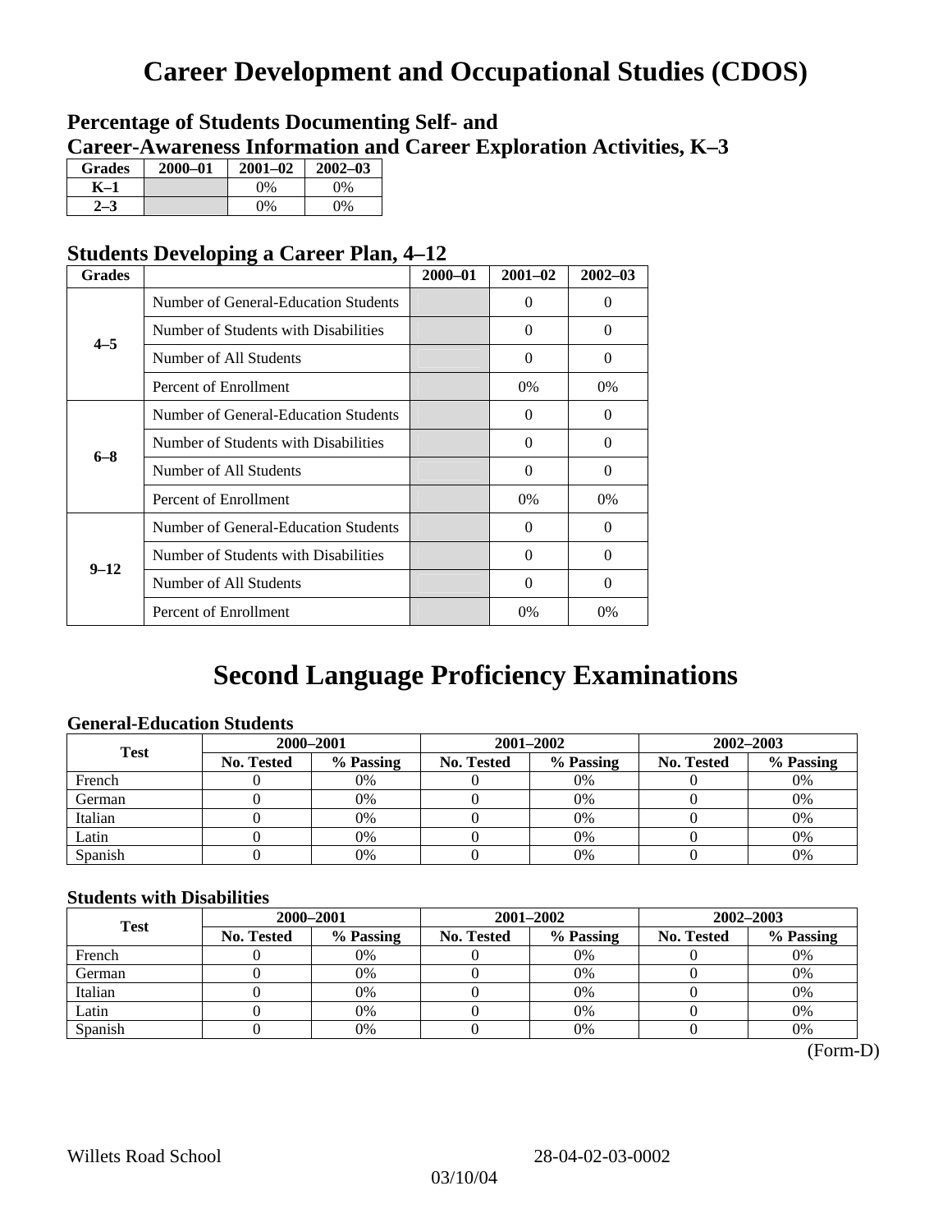# Career Development and Occupational Studies (CDOS)

### Percentage of Students Documenting Self- and Career-Awareness Information and Career Exploration Activities, K–3

| Grades | 2000–01 | 2001–02 | 2002–03 |
|---|---|---|---|
| K–1 | | 0% | 0% |
| 2–3 | | 0% | 0% |

### Students Developing a Career Plan, 4–12

| Grades | | 2000–01 | 2001–02 | 2002–03 |
|---|---|---|---|---|
| 4–5 | Number of General-Education Students | | 0 | 0 |
| | Number of Students with Disabilities | | 0 | 0 |
| | Number of All Students | | 0 | 0 |
| | Percent of Enrollment | | 0% | 0% |
| 6–8 | Number of General-Education Students | | 0 | 0 |
| | Number of Students with Disabilities | | 0 | 0 |
| | Number of All Students | | 0 | 0 |
| | Percent of Enrollment | | 0% | 0% |
| 9–12 | Number of General-Education Students | | 0 | 0 |
| | Number of Students with Disabilities | | 0 | 0 |
| | Number of All Students | | 0 | 0 |
| | Percent of Enrollment | | 0% | 0% |

# Second Language Proficiency Examinations

### General-Education Students

| Test | 2000–2001 | | 2001–2002 | | 2002–2003 | |
|---|---|---|---|---|---|---|
| | No. Tested | % Passing | No. Tested | % Passing | No. Tested | % Passing |
| French | 0 | 0% | 0 | 0% | 0 | 0% |
| German | 0 | 0% | 0 | 0% | 0 | 0% |
| Italian | 0 | 0% | 0 | 0% | 0 | 0% |
| Latin | 0 | 0% | 0 | 0% | 0 | 0% |
| Spanish | 0 | 0% | 0 | 0% | 0 | 0% |

### Students with Disabilities

| Test | 2000–2001 | | 2001–2002 | | 2002–2003 | |
|---|---|---|---|---|---|---|
| | No. Tested | % Passing | No. Tested | % Passing | No. Tested | % Passing |
| French | 0 | 0% | 0 | 0% | 0 | 0% |
| German | 0 | 0% | 0 | 0% | 0 | 0% |
| Italian | 0 | 0% | 0 | 0% | 0 | 0% |
| Latin | 0 | 0% | 0 | 0% | 0 | 0% |
| Spanish | 0 | 0% | 0 | 0% | 0 | 0% |

(Form-D)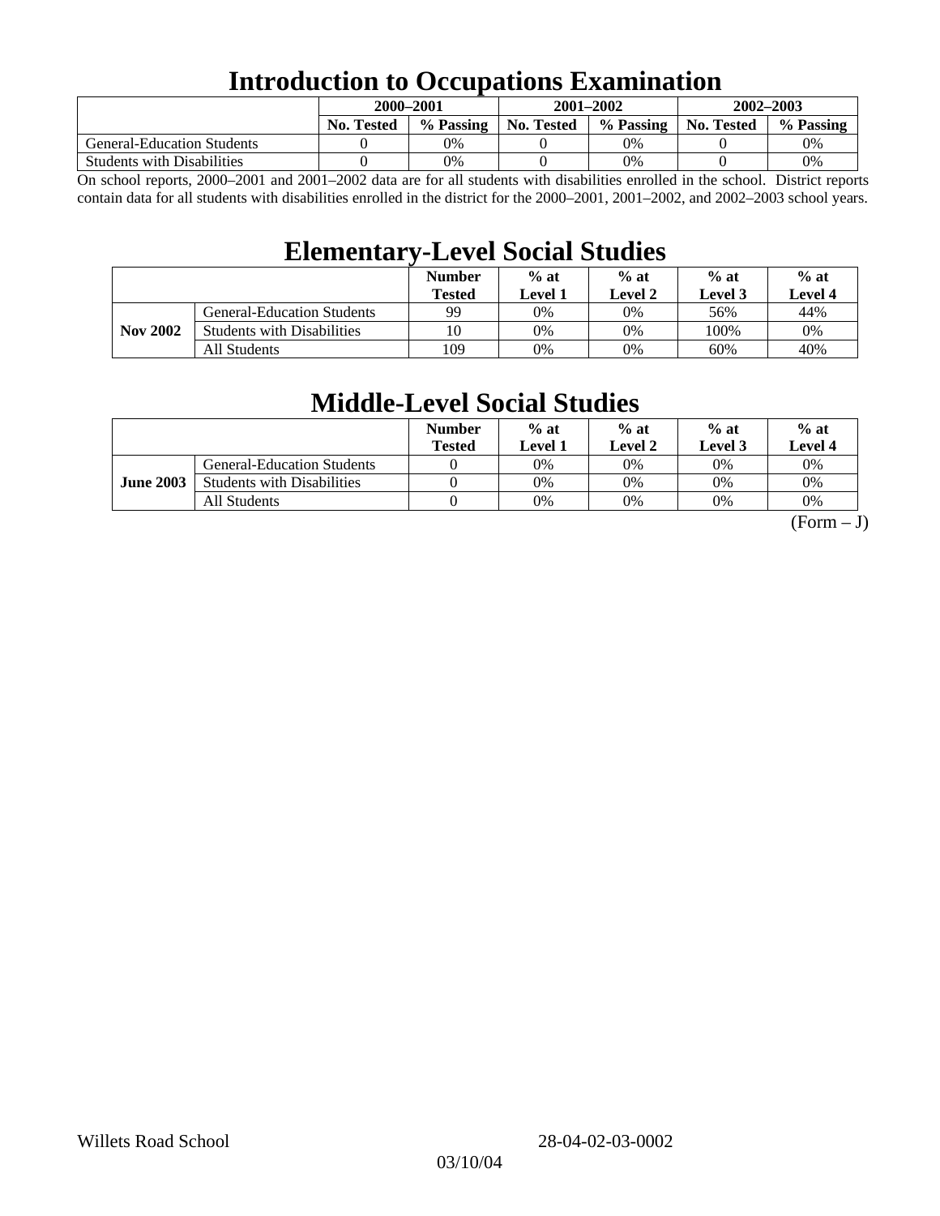# Introduction to Occupations Examination

| | 2000–2001 | | 2001–2002 | | 2002–2003 | |
|---|---|---|---|---|---|---|
| | No. Tested | % Passing | No. Tested | % Passing | No. Tested | % Passing |
| General-Education Students | 0 | 0% | 0 | 0% | 0 | 0% |
| Students with Disabilities | 0 | 0% | 0 | 0% | 0 | 0% |

On school reports, 2000–2001 and 2001–2002 data are for all students with disabilities enrolled in the school. District reports contain data for all students with disabilities enrolled in the district for the 2000–2001, 2001–2002, and 2002–2003 school years.

# Elementary-Level Social Studies

| | | Number Tested | % at Level 1 | % at Level 2 | % at Level 3 | % at Level 4 |
|---|---|---|---|---|---|---|
| Nov 2002 | General-Education Students | 99 | 0% | 0% | 56% | 44% |
| | Students with Disabilities | 10 | 0% | 0% | 100% | 0% |
| | All Students | 109 | 0% | 0% | 60% | 40% |

# Middle-Level Social Studies

| | | Number Tested | % at Level 1 | % at Level 2 | % at Level 3 | % at Level 4 |
|---|---|---|---|---|---|---|
| June 2003 | General-Education Students | 0 | 0% | 0% | 0% | 0% |
| | Students with Disabilities | 0 | 0% | 0% | 0% | 0% |
| | All Students | 0 | 0% | 0% | 0% | 0% |

(Form – J)